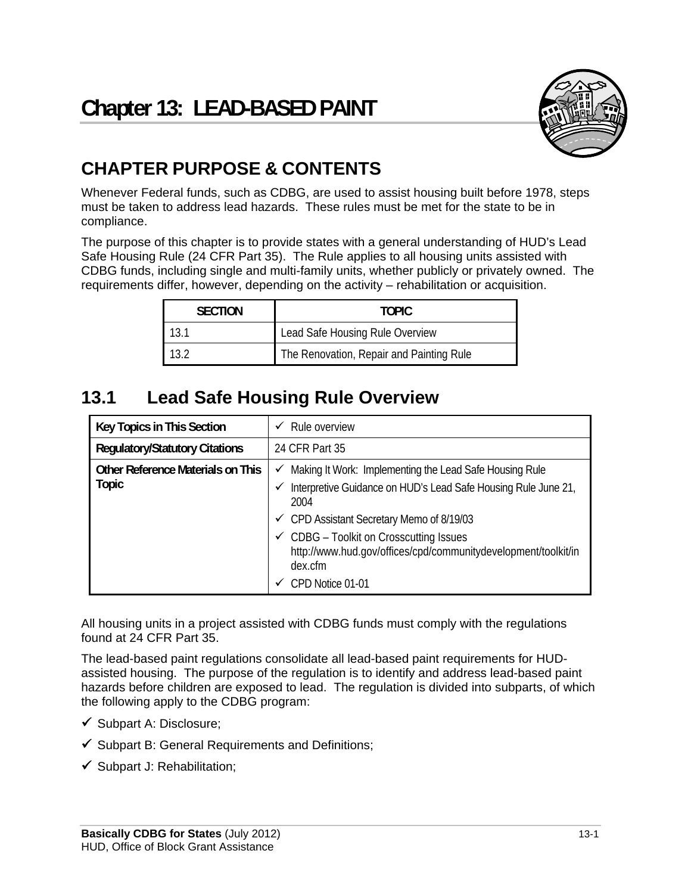# Chapter 13: LEAD-BASED PAINT

## CHAPTER PURPOSE & CONTENTS

Whenever Federal funds, such as CDBG, are used to assist housing built before 1978, steps must be taken to address lead hazards. These rules must be met for the state to be in compliance.

The purpose of this chapter is to provide states with a general understanding of HUD's Lead Safe Housing Rule (24 CFR Part 35). The Rule applies to all housing units assisted with CDBG funds, including single and multi-family units, whether publicly or privately owned. The requirements differ, however, depending on the activity – rehabilitation or acquisition.

| SECTION | TOPIC |
|---|---|
| 13.1 | Lead Safe Housing Rule Overview |
| 13.2 | The Renovation, Repair and Painting Rule |

## 13.1 Lead Safe Housing Rule Overview

| **Key Topics in This Section** | ✓ Rule overview |
|---|---|
| **Regulatory/Statutory Citations** | 24 CFR Part 35 |
| **Other Reference Materials on This Topic** | ✓ Making It Work: Implementing the Lead Safe Housing Rule<br>✓ Interpretive Guidance on HUD's Lead Safe Housing Rule June 21, 2004<br>✓ CPD Assistant Secretary Memo of 8/19/03<br>✓ CDBG – Toolkit on Crosscutting Issues http://www.hud.gov/offices/cpd/communitydevelopment/toolkit/index.cfm<br>✓ CPD Notice 01-01 |

All housing units in a project assisted with CDBG funds must comply with the regulations found at 24 CFR Part 35.

The lead-based paint regulations consolidate all lead-based paint requirements for HUD-assisted housing. The purpose of the regulation is to identify and address lead-based paint hazards before children are exposed to lead. The regulation is divided into subparts, of which the following apply to the CDBG program:

- ✓ Subpart A: Disclosure;
- ✓ Subpart B: General Requirements and Definitions;
- ✓ Subpart J: Rehabilitation;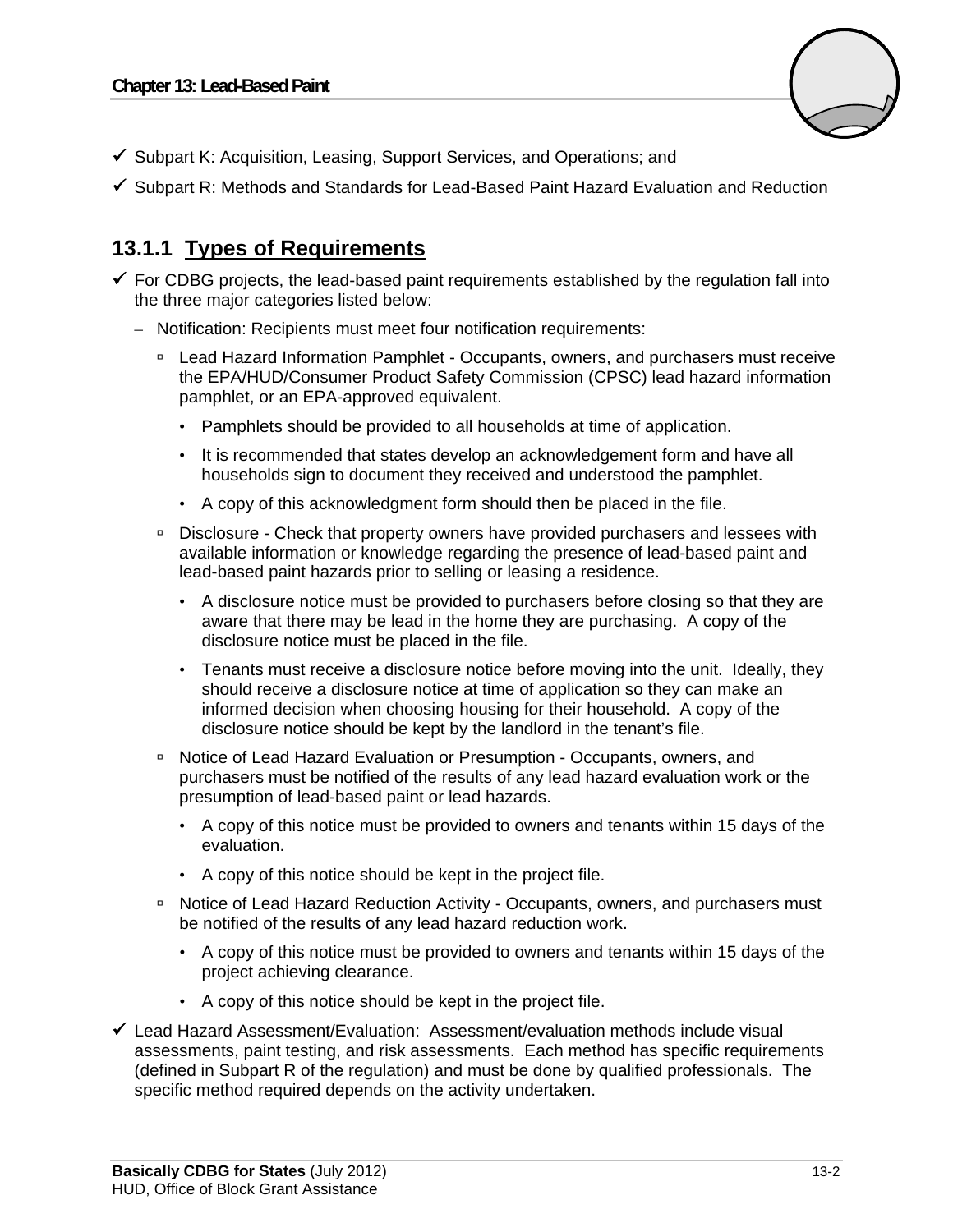- ✓ Subpart K: Acquisition, Leasing, Support Services, and Operations; and
- ✓ Subpart R: Methods and Standards for Lead-Based Paint Hazard Evaluation and Reduction

### 13.1.1 Types of Requirements

- ✓ For CDBG projects, the lead-based paint requirements established by the regulation fall into the three major categories listed below:
  - Notification: Recipients must meet four notification requirements:
    - Lead Hazard Information Pamphlet - Occupants, owners, and purchasers must receive the EPA/HUD/Consumer Product Safety Commission (CPSC) lead hazard information pamphlet, or an EPA-approved equivalent.
      - Pamphlets should be provided to all households at time of application.
      - It is recommended that states develop an acknowledgement form and have all households sign to document they received and understood the pamphlet.
      - A copy of this acknowledgment form should then be placed in the file.
    - Disclosure - Check that property owners have provided purchasers and lessees with available information or knowledge regarding the presence of lead-based paint and lead-based paint hazards prior to selling or leasing a residence.
      - A disclosure notice must be provided to purchasers before closing so that they are aware that there may be lead in the home they are purchasing. A copy of the disclosure notice must be placed in the file.
      - Tenants must receive a disclosure notice before moving into the unit. Ideally, they should receive a disclosure notice at time of application so they can make an informed decision when choosing housing for their household. A copy of the disclosure notice should be kept by the landlord in the tenant's file.
    - Notice of Lead Hazard Evaluation or Presumption - Occupants, owners, and purchasers must be notified of the results of any lead hazard evaluation work or the presumption of lead-based paint or lead hazards.
      - A copy of this notice must be provided to owners and tenants within 15 days of the evaluation.
      - A copy of this notice should be kept in the project file.
    - Notice of Lead Hazard Reduction Activity - Occupants, owners, and purchasers must be notified of the results of any lead hazard reduction work.
      - A copy of this notice must be provided to owners and tenants within 15 days of the project achieving clearance.
      - A copy of this notice should be kept in the project file.
- ✓ Lead Hazard Assessment/Evaluation: Assessment/evaluation methods include visual assessments, paint testing, and risk assessments. Each method has specific requirements (defined in Subpart R of the regulation) and must be done by qualified professionals. The specific method required depends on the activity undertaken.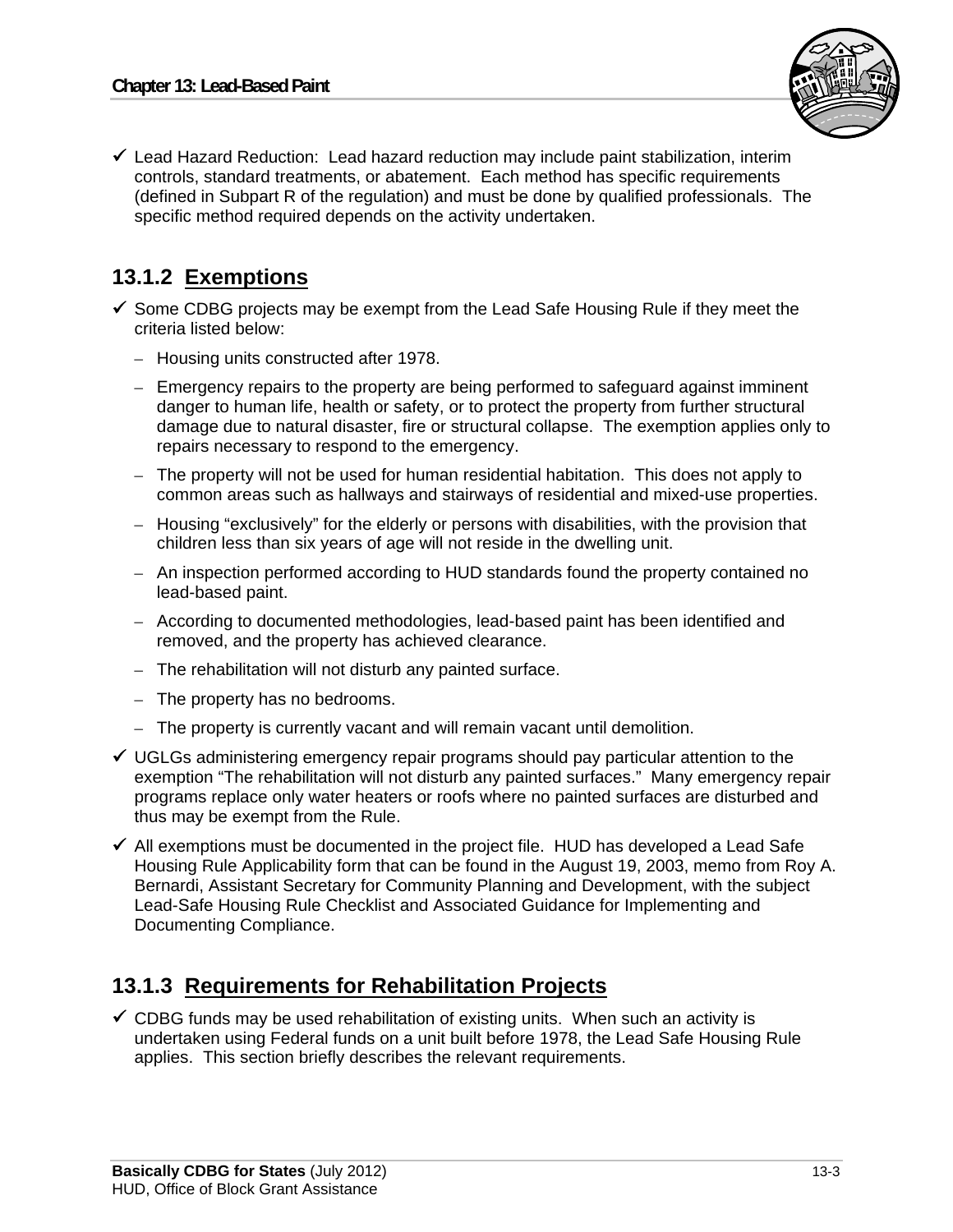- ✓ Lead Hazard Reduction: Lead hazard reduction may include paint stabilization, interim controls, standard treatments, or abatement. Each method has specific requirements (defined in Subpart R of the regulation) and must be done by qualified professionals. The specific method required depends on the activity undertaken.

### 13.1.2 Exemptions

- ✓ Some CDBG projects may be exempt from the Lead Safe Housing Rule if they meet the criteria listed below:
  - Housing units constructed after 1978.
  - Emergency repairs to the property are being performed to safeguard against imminent danger to human life, health or safety, or to protect the property from further structural damage due to natural disaster, fire or structural collapse. The exemption applies only to repairs necessary to respond to the emergency.
  - The property will not be used for human residential habitation. This does not apply to common areas such as hallways and stairways of residential and mixed-use properties.
  - Housing "exclusively" for the elderly or persons with disabilities, with the provision that children less than six years of age will not reside in the dwelling unit.
  - An inspection performed according to HUD standards found the property contained no lead-based paint.
  - According to documented methodologies, lead-based paint has been identified and removed, and the property has achieved clearance.
  - The rehabilitation will not disturb any painted surface.
  - The property has no bedrooms.
  - The property is currently vacant and will remain vacant until demolition.
- ✓ UGLGs administering emergency repair programs should pay particular attention to the exemption "The rehabilitation will not disturb any painted surfaces." Many emergency repair programs replace only water heaters or roofs where no painted surfaces are disturbed and thus may be exempt from the Rule.
- ✓ All exemptions must be documented in the project file. HUD has developed a Lead Safe Housing Rule Applicability form that can be found in the August 19, 2003, memo from Roy A. Bernardi, Assistant Secretary for Community Planning and Development, with the subject Lead-Safe Housing Rule Checklist and Associated Guidance for Implementing and Documenting Compliance.

### 13.1.3 Requirements for Rehabilitation Projects

- ✓ CDBG funds may be used rehabilitation of existing units. When such an activity is undertaken using Federal funds on a unit built before 1978, the Lead Safe Housing Rule applies. This section briefly describes the relevant requirements.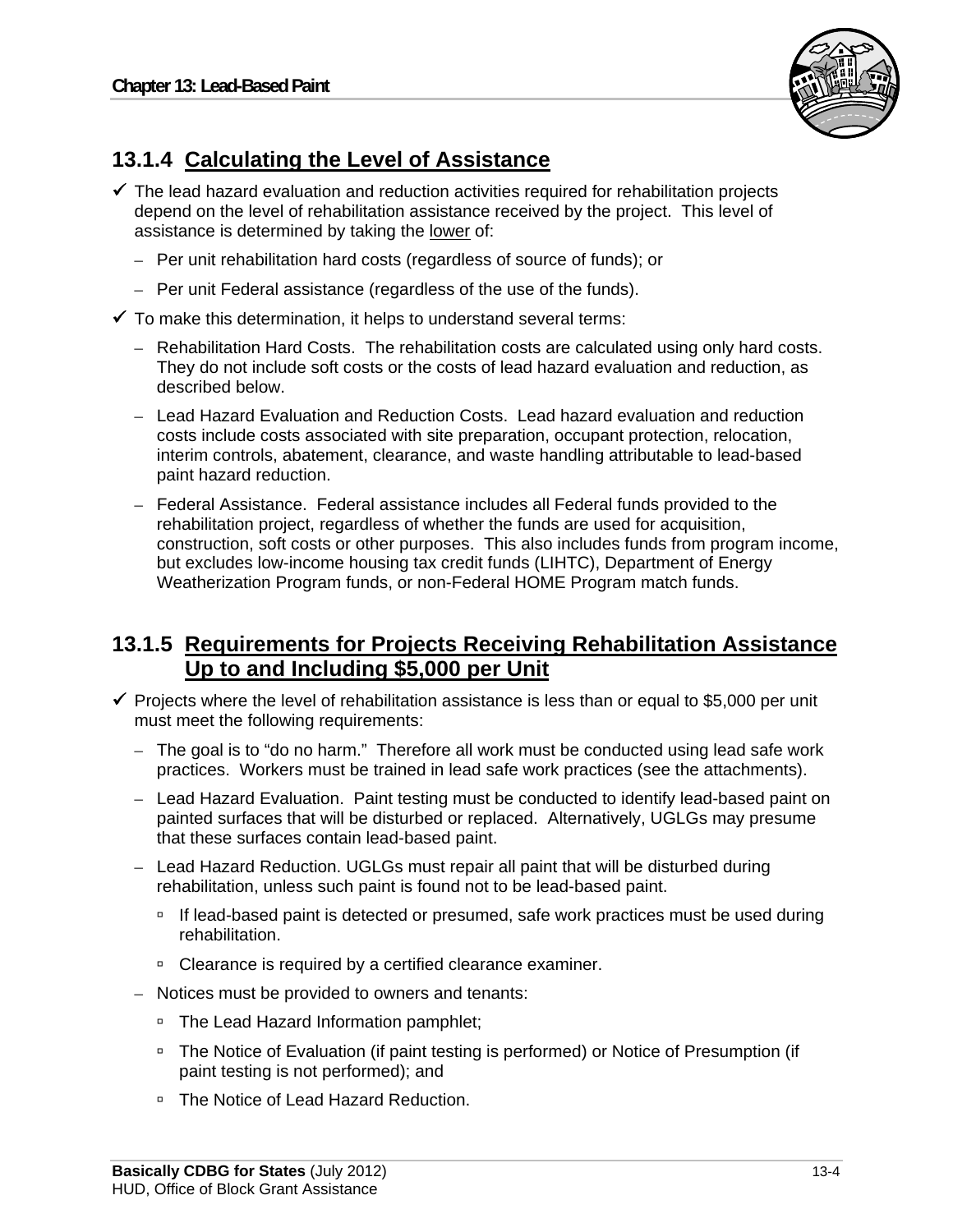### 13.1.4 Calculating the Level of Assistance

- ✓ The lead hazard evaluation and reduction activities required for rehabilitation projects depend on the level of rehabilitation assistance received by the project. This level of assistance is determined by taking the lower of:
  - Per unit rehabilitation hard costs (regardless of source of funds); or
  - Per unit Federal assistance (regardless of the use of the funds).
- ✓ To make this determination, it helps to understand several terms:
  - Rehabilitation Hard Costs. The rehabilitation costs are calculated using only hard costs. They do not include soft costs or the costs of lead hazard evaluation and reduction, as described below.
  - Lead Hazard Evaluation and Reduction Costs. Lead hazard evaluation and reduction costs include costs associated with site preparation, occupant protection, relocation, interim controls, abatement, clearance, and waste handling attributable to lead-based paint hazard reduction.
  - Federal Assistance. Federal assistance includes all Federal funds provided to the rehabilitation project, regardless of whether the funds are used for acquisition, construction, soft costs or other purposes. This also includes funds from program income, but excludes low-income housing tax credit funds (LIHTC), Department of Energy Weatherization Program funds, or non-Federal HOME Program match funds.

### 13.1.5 Requirements for Projects Receiving Rehabilitation Assistance Up to and Including $5,000 per Unit

- ✓ Projects where the level of rehabilitation assistance is less than or equal to $5,000 per unit must meet the following requirements:
  - The goal is to "do no harm." Therefore all work must be conducted using lead safe work practices. Workers must be trained in lead safe work practices (see the attachments).
  - Lead Hazard Evaluation. Paint testing must be conducted to identify lead-based paint on painted surfaces that will be disturbed or replaced. Alternatively, UGLGs may presume that these surfaces contain lead-based paint.
  - Lead Hazard Reduction. UGLGs must repair all paint that will be disturbed during rehabilitation, unless such paint is found not to be lead-based paint.
    - If lead-based paint is detected or presumed, safe work practices must be used during rehabilitation.
    - Clearance is required by a certified clearance examiner.
  - Notices must be provided to owners and tenants:
    - The Lead Hazard Information pamphlet;
    - The Notice of Evaluation (if paint testing is performed) or Notice of Presumption (if paint testing is not performed); and
    - The Notice of Lead Hazard Reduction.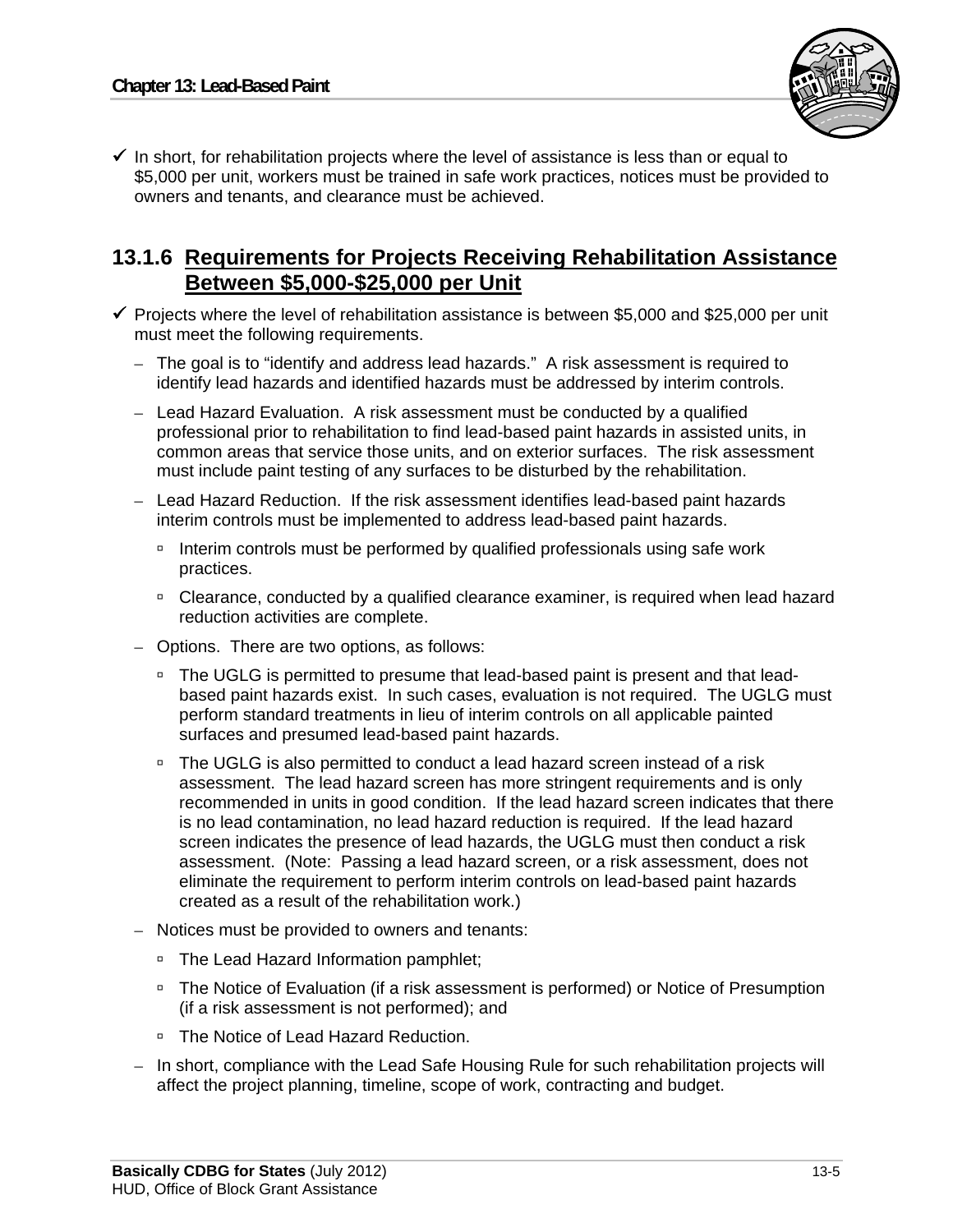- ✓ In short, for rehabilitation projects where the level of assistance is less than or equal to $5,000 per unit, workers must be trained in safe work practices, notices must be provided to owners and tenants, and clearance must be achieved.

## 13.1.6 Requirements for Projects Receiving Rehabilitation Assistance Between $5,000-$25,000 per Unit

- ✓ Projects where the level of rehabilitation assistance is between $5,000 and $25,000 per unit must meet the following requirements.
  - The goal is to "identify and address lead hazards." A risk assessment is required to identify lead hazards and identified hazards must be addressed by interim controls.
  - Lead Hazard Evaluation. A risk assessment must be conducted by a qualified professional prior to rehabilitation to find lead-based paint hazards in assisted units, in common areas that service those units, and on exterior surfaces. The risk assessment must include paint testing of any surfaces to be disturbed by the rehabilitation.
  - Lead Hazard Reduction. If the risk assessment identifies lead-based paint hazards interim controls must be implemented to address lead-based paint hazards.
    - Interim controls must be performed by qualified professionals using safe work practices.
    - Clearance, conducted by a qualified clearance examiner, is required when lead hazard reduction activities are complete.
  - Options. There are two options, as follows:
    - The UGLG is permitted to presume that lead-based paint is present and that lead-based paint hazards exist. In such cases, evaluation is not required. The UGLG must perform standard treatments in lieu of interim controls on all applicable painted surfaces and presumed lead-based paint hazards.
    - The UGLG is also permitted to conduct a lead hazard screen instead of a risk assessment. The lead hazard screen has more stringent requirements and is only recommended in units in good condition. If the lead hazard screen indicates that there is no lead contamination, no lead hazard reduction is required. If the lead hazard screen indicates the presence of lead hazards, the UGLG must then conduct a risk assessment. (Note: Passing a lead hazard screen, or a risk assessment, does not eliminate the requirement to perform interim controls on lead-based paint hazards created as a result of the rehabilitation work.)
  - Notices must be provided to owners and tenants:
    - The Lead Hazard Information pamphlet;
    - The Notice of Evaluation (if a risk assessment is performed) or Notice of Presumption (if a risk assessment is not performed); and
    - The Notice of Lead Hazard Reduction.
  - In short, compliance with the Lead Safe Housing Rule for such rehabilitation projects will affect the project planning, timeline, scope of work, contracting and budget.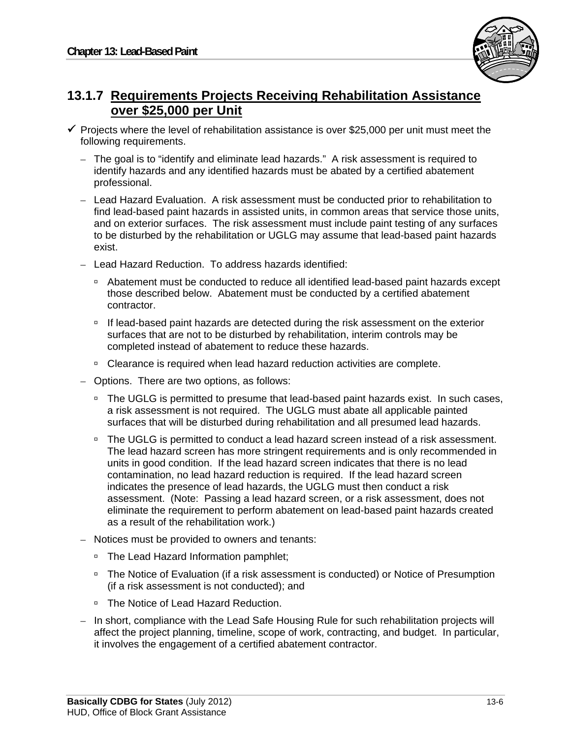### 13.1.7 Requirements Projects Receiving Rehabilitation Assistance over $25,000 per Unit

- ✓ Projects where the level of rehabilitation assistance is over $25,000 per unit must meet the following requirements.
  - The goal is to "identify and eliminate lead hazards." A risk assessment is required to identify hazards and any identified hazards must be abated by a certified abatement professional.
  - Lead Hazard Evaluation. A risk assessment must be conducted prior to rehabilitation to find lead-based paint hazards in assisted units, in common areas that service those units, and on exterior surfaces. The risk assessment must include paint testing of any surfaces to be disturbed by the rehabilitation or UGLG may assume that lead-based paint hazards exist.
  - Lead Hazard Reduction. To address hazards identified:
    - Abatement must be conducted to reduce all identified lead-based paint hazards except those described below. Abatement must be conducted by a certified abatement contractor.
    - If lead-based paint hazards are detected during the risk assessment on the exterior surfaces that are not to be disturbed by rehabilitation, interim controls may be completed instead of abatement to reduce these hazards.
    - Clearance is required when lead hazard reduction activities are complete.
  - Options. There are two options, as follows:
    - The UGLG is permitted to presume that lead-based paint hazards exist. In such cases, a risk assessment is not required. The UGLG must abate all applicable painted surfaces that will be disturbed during rehabilitation and all presumed lead hazards.
    - The UGLG is permitted to conduct a lead hazard screen instead of a risk assessment. The lead hazard screen has more stringent requirements and is only recommended in units in good condition. If the lead hazard screen indicates that there is no lead contamination, no lead hazard reduction is required. If the lead hazard screen indicates the presence of lead hazards, the UGLG must then conduct a risk assessment. (Note: Passing a lead hazard screen, or a risk assessment, does not eliminate the requirement to perform abatement on lead-based paint hazards created as a result of the rehabilitation work.)
  - Notices must be provided to owners and tenants:
    - The Lead Hazard Information pamphlet;
    - The Notice of Evaluation (if a risk assessment is conducted) or Notice of Presumption (if a risk assessment is not conducted); and
    - The Notice of Lead Hazard Reduction.
  - In short, compliance with the Lead Safe Housing Rule for such rehabilitation projects will affect the project planning, timeline, scope of work, contracting, and budget. In particular, it involves the engagement of a certified abatement contractor.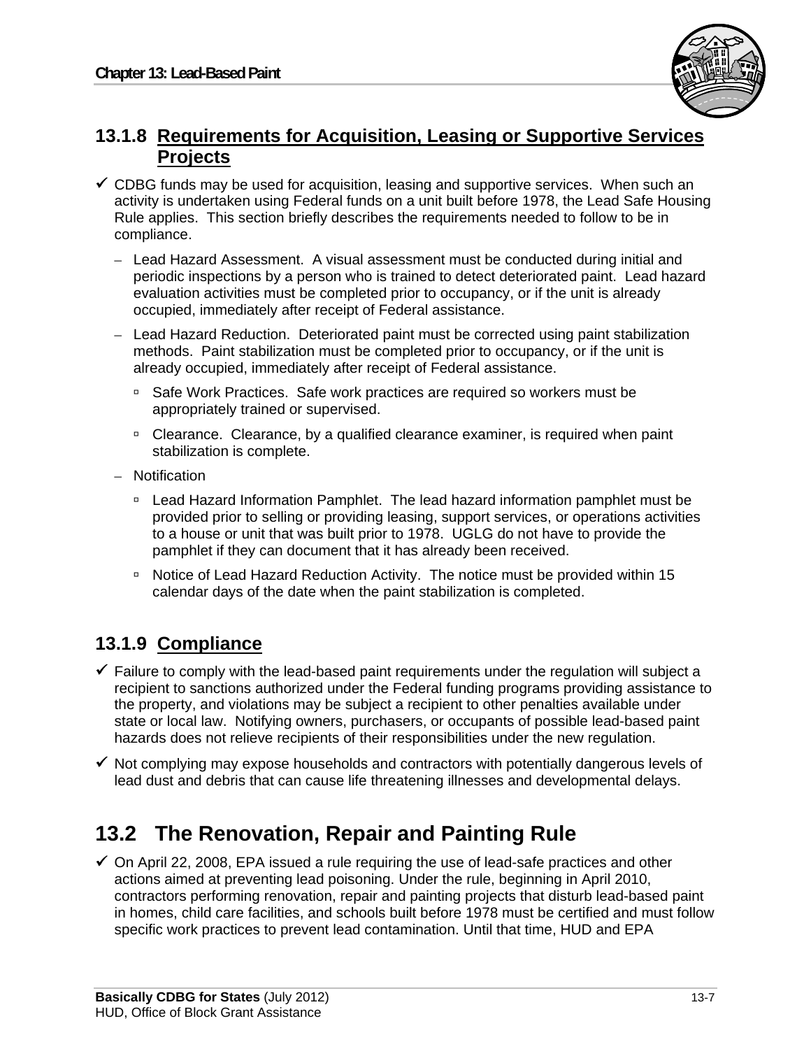### 13.1.8 Requirements for Acquisition, Leasing or Supportive Services Projects

- ✓ CDBG funds may be used for acquisition, leasing and supportive services. When such an activity is undertaken using Federal funds on a unit built before 1978, the Lead Safe Housing Rule applies. This section briefly describes the requirements needed to follow to be in compliance.
  - Lead Hazard Assessment. A visual assessment must be conducted during initial and periodic inspections by a person who is trained to detect deteriorated paint. Lead hazard evaluation activities must be completed prior to occupancy, or if the unit is already occupied, immediately after receipt of Federal assistance.
  - Lead Hazard Reduction. Deteriorated paint must be corrected using paint stabilization methods. Paint stabilization must be completed prior to occupancy, or if the unit is already occupied, immediately after receipt of Federal assistance.
    - Safe Work Practices. Safe work practices are required so workers must be appropriately trained or supervised.
    - Clearance. Clearance, by a qualified clearance examiner, is required when paint stabilization is complete.
  - Notification
    - Lead Hazard Information Pamphlet. The lead hazard information pamphlet must be provided prior to selling or providing leasing, support services, or operations activities to a house or unit that was built prior to 1978. UGLG do not have to provide the pamphlet if they can document that it has already been received.
    - Notice of Lead Hazard Reduction Activity. The notice must be provided within 15 calendar days of the date when the paint stabilization is completed.

### 13.1.9 Compliance

- ✓ Failure to comply with the lead-based paint requirements under the regulation will subject a recipient to sanctions authorized under the Federal funding programs providing assistance to the property, and violations may be subject a recipient to other penalties available under state or local law. Notifying owners, purchasers, or occupants of possible lead-based paint hazards does not relieve recipients of their responsibilities under the new regulation.
- ✓ Not complying may expose households and contractors with potentially dangerous levels of lead dust and debris that can cause life threatening illnesses and developmental delays.

## 13.2 The Renovation, Repair and Painting Rule

- ✓ On April 22, 2008, EPA issued a rule requiring the use of lead-safe practices and other actions aimed at preventing lead poisoning. Under the rule, beginning in April 2010, contractors performing renovation, repair and painting projects that disturb lead-based paint in homes, child care facilities, and schools built before 1978 must be certified and must follow specific work practices to prevent lead contamination. Until that time, HUD and EPA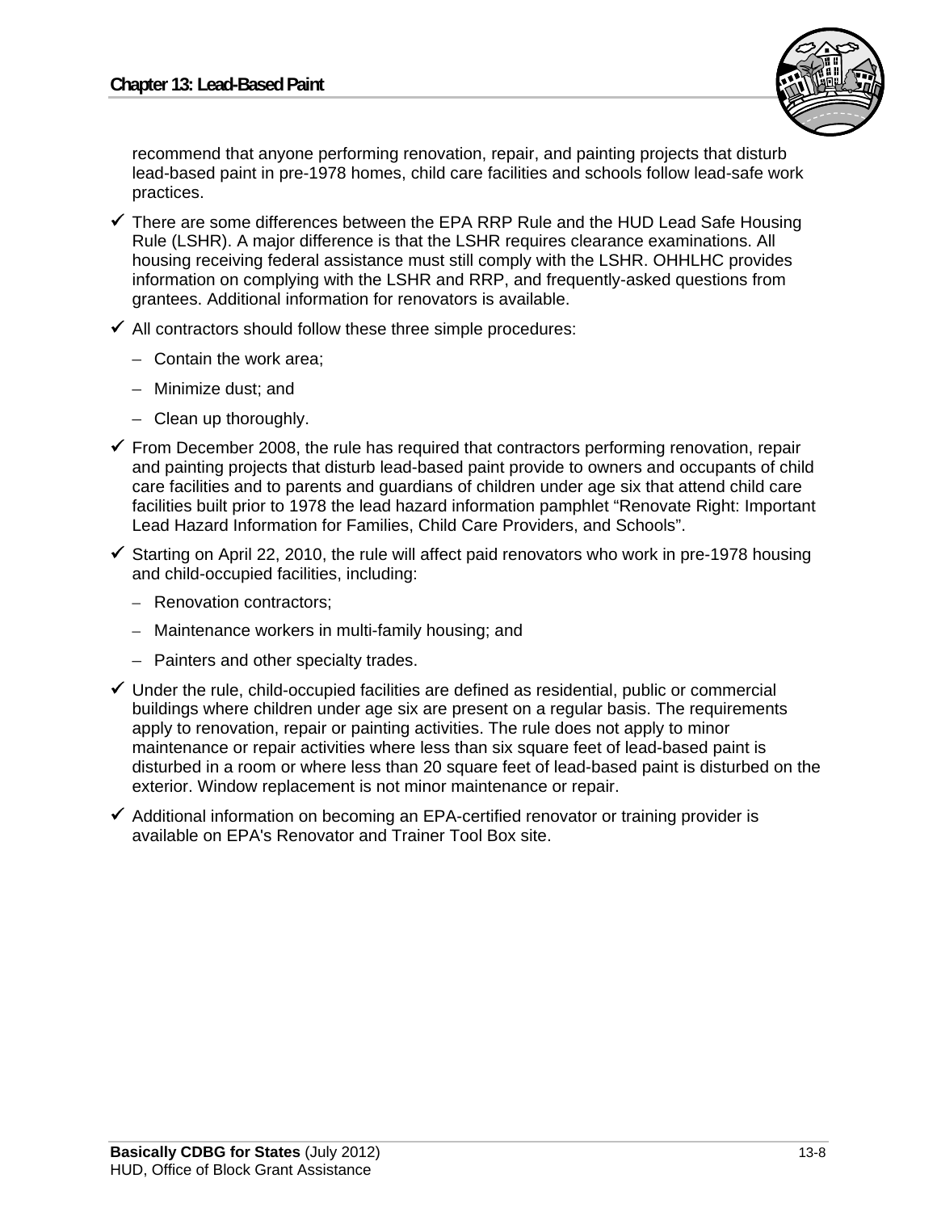recommend that anyone performing renovation, repair, and painting projects that disturb lead-based paint in pre-1978 homes, child care facilities and schools follow lead-safe work practices.

- ✓ There are some differences between the EPA RRP Rule and the HUD Lead Safe Housing Rule (LSHR). A major difference is that the LSHR requires clearance examinations. All housing receiving federal assistance must still comply with the LSHR. OHHLHC provides information on complying with the LSHR and RRP, and frequently-asked questions from grantees. Additional information for renovators is available.
- ✓ All contractors should follow these three simple procedures:
  - Contain the work area;
  - Minimize dust; and
  - Clean up thoroughly.
- ✓ From December 2008, the rule has required that contractors performing renovation, repair and painting projects that disturb lead-based paint provide to owners and occupants of child care facilities and to parents and guardians of children under age six that attend child care facilities built prior to 1978 the lead hazard information pamphlet “Renovate Right: Important Lead Hazard Information for Families, Child Care Providers, and Schools”.
- ✓ Starting on April 22, 2010, the rule will affect paid renovators who work in pre-1978 housing and child-occupied facilities, including:
  - Renovation contractors;
  - Maintenance workers in multi-family housing; and
  - Painters and other specialty trades.
- ✓ Under the rule, child-occupied facilities are defined as residential, public or commercial buildings where children under age six are present on a regular basis. The requirements apply to renovation, repair or painting activities. The rule does not apply to minor maintenance or repair activities where less than six square feet of lead-based paint is disturbed in a room or where less than 20 square feet of lead-based paint is disturbed on the exterior. Window replacement is not minor maintenance or repair.
- ✓ Additional information on becoming an EPA-certified renovator or training provider is available on EPA's Renovator and Trainer Tool Box site.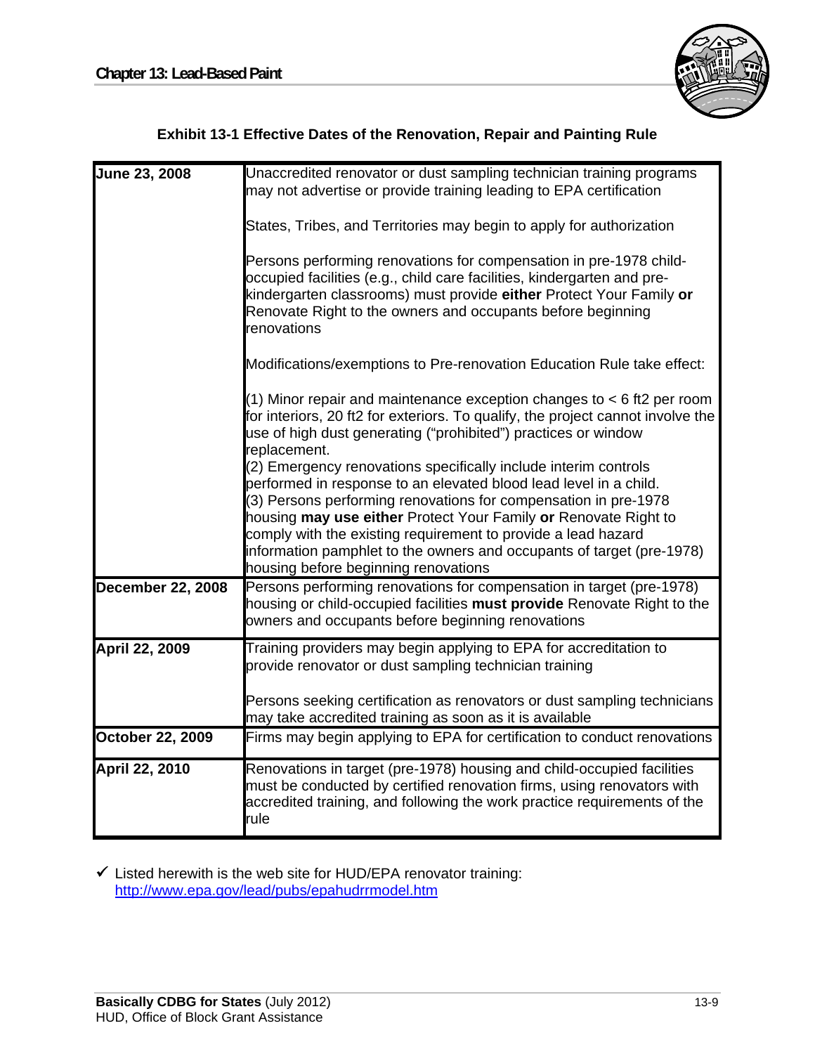**Exhibit 13-1 Effective Dates of the Renovation, Repair and Painting Rule**

| | |
|---|---|
| **June 23, 2008** | Unaccredited renovator or dust sampling technician training programs may not advertise or provide training leading to EPA certification<br><br>States, Tribes, and Territories may begin to apply for authorization<br><br>Persons performing renovations for compensation in pre-1978 child-occupied facilities (e.g., child care facilities, kindergarten and pre-kindergarten classrooms) must provide **either** Protect Your Family **or** Renovate Right to the owners and occupants before beginning renovations<br><br>Modifications/exemptions to Pre-renovation Education Rule take effect:<br><br>(1) Minor repair and maintenance exception changes to < 6 ft2 per room for interiors, 20 ft2 for exteriors. To qualify, the project cannot involve the use of high dust generating ("prohibited") practices or window replacement.<br>(2) Emergency renovations specifically include interim controls performed in response to an elevated blood lead level in a child.<br>(3) Persons performing renovations for compensation in pre-1978 housing **may use either** Protect Your Family **or** Renovate Right to comply with the existing requirement to provide a lead hazard information pamphlet to the owners and occupants of target (pre-1978) housing before beginning renovations |
| **December 22, 2008** | Persons performing renovations for compensation in target (pre-1978) housing or child-occupied facilities **must provide** Renovate Right to the owners and occupants before beginning renovations |
| **April 22, 2009** | Training providers may begin applying to EPA for accreditation to provide renovator or dust sampling technician training<br><br>Persons seeking certification as renovators or dust sampling technicians may take accredited training as soon as it is available |
| **October 22, 2009** | Firms may begin applying to EPA for certification to conduct renovations |
| **April 22, 2010** | Renovations in target (pre-1978) housing and child-occupied facilities must be conducted by certified renovation firms, using renovators with accredited training, and following the work practice requirements of the rule |

- ✓ Listed herewith is the web site for HUD/EPA renovator training: http://www.epa.gov/lead/pubs/epahudrrmodel.htm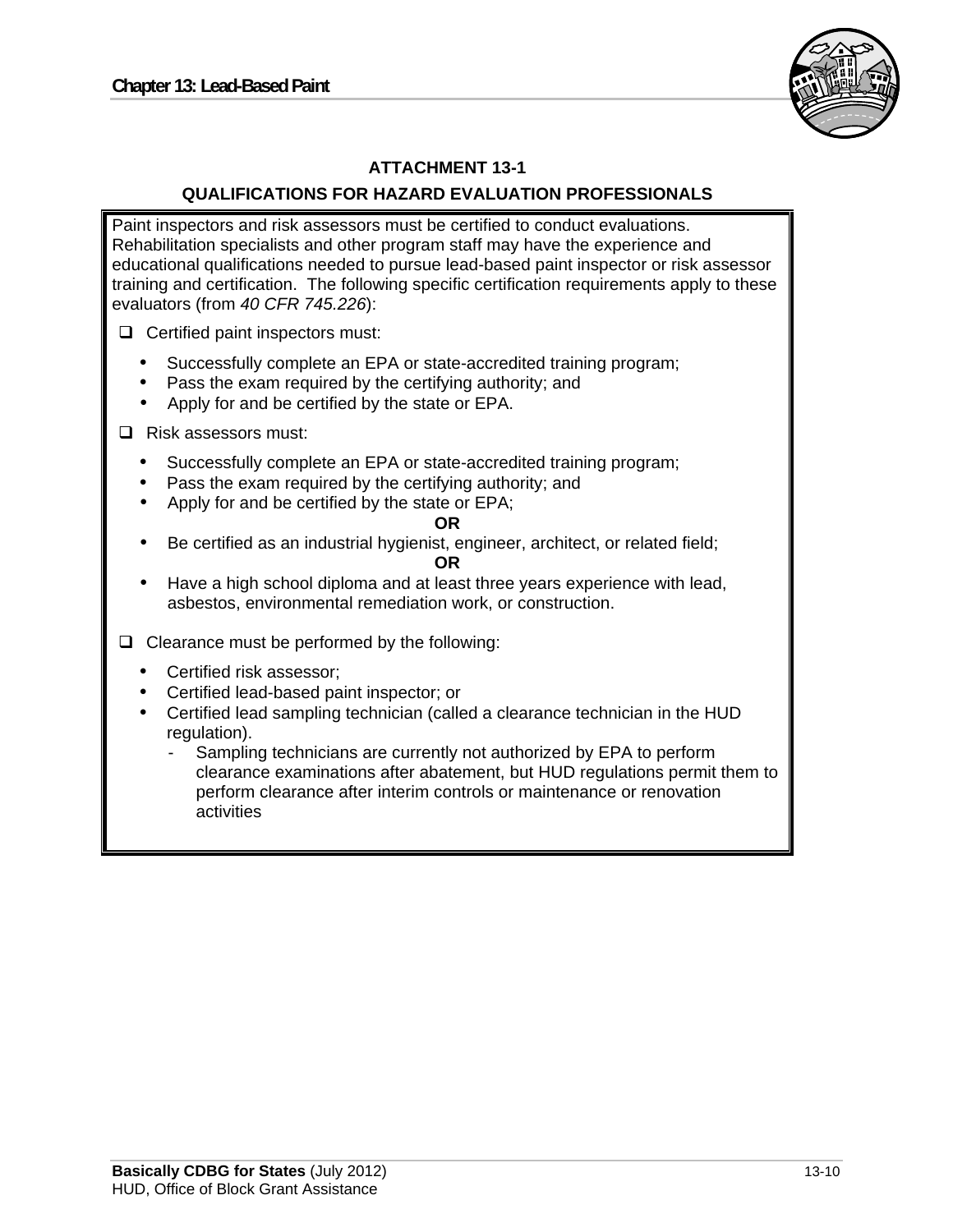## ATTACHMENT 13-1

### QUALIFICATIONS FOR HAZARD EVALUATION PROFESSIONALS

Paint inspectors and risk assessors must be certified to conduct evaluations. Rehabilitation specialists and other program staff may have the experience and educational qualifications needed to pursue lead-based paint inspector or risk assessor training and certification. The following specific certification requirements apply to these evaluators (from *40 CFR 745.226*):

- ❑ Certified paint inspectors must:
  - Successfully complete an EPA or state-accredited training program;
  - Pass the exam required by the certifying authority; and
  - Apply for and be certified by the state or EPA.
- ❑ Risk assessors must:
  - Successfully complete an EPA or state-accredited training program;
  - Pass the exam required by the certifying authority; and
  - Apply for and be certified by the state or EPA;

    **OR**
  - Be certified as an industrial hygienist, engineer, architect, or related field;

    **OR**
  - Have a high school diploma and at least three years experience with lead, asbestos, environmental remediation work, or construction.
- ❑ Clearance must be performed by the following:
  - Certified risk assessor;
  - Certified lead-based paint inspector; or
  - Certified lead sampling technician (called a clearance technician in the HUD regulation).
    - Sampling technicians are currently not authorized by EPA to perform clearance examinations after abatement, but HUD regulations permit them to perform clearance after interim controls or maintenance or renovation activities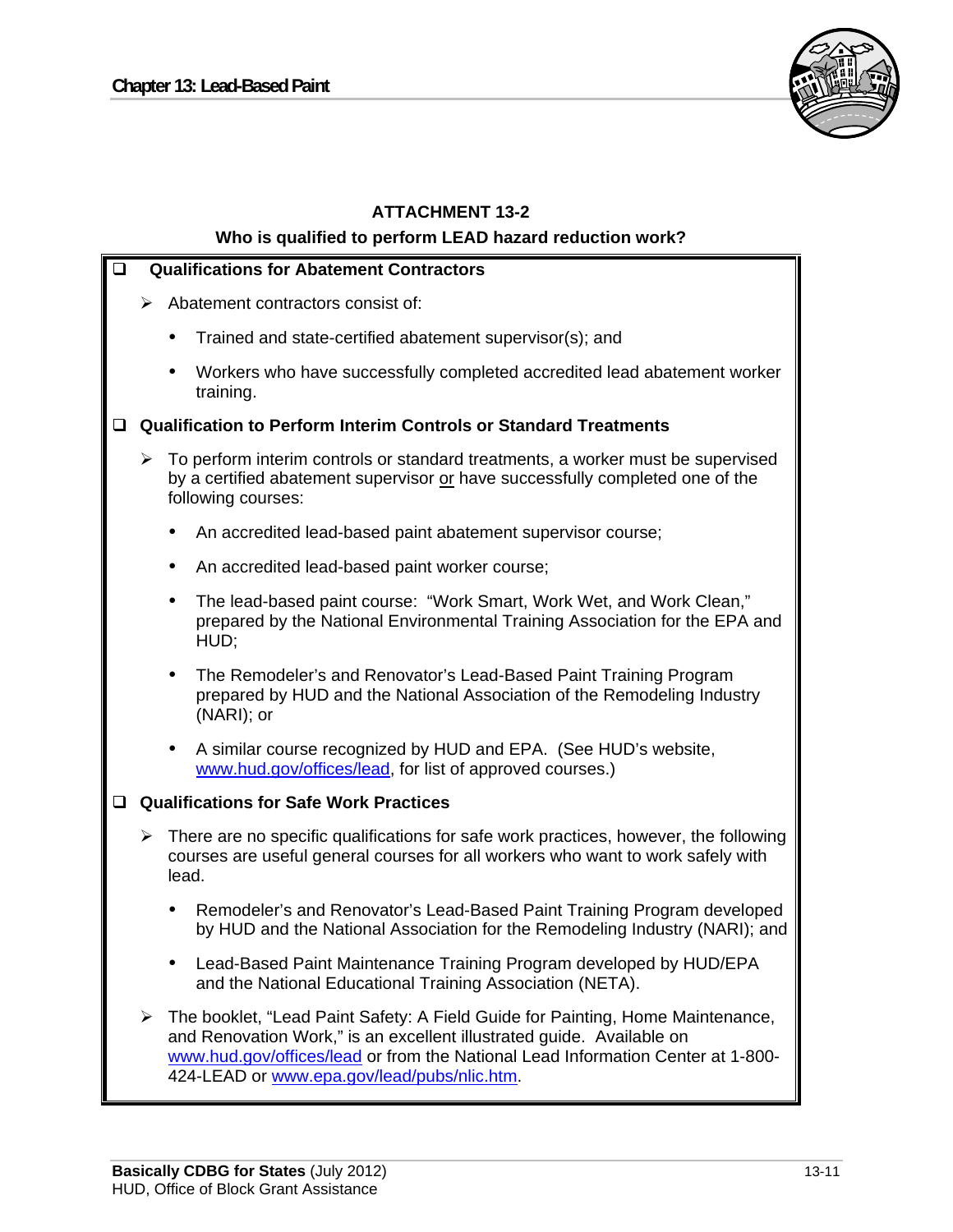## ATTACHMENT 13-2

### Who is qualified to perform LEAD hazard reduction work?

- **Qualifications for Abatement Contractors**
  - Abatement contractors consist of:
    - Trained and state-certified abatement supervisor(s); and
    - Workers who have successfully completed accredited lead abatement worker training.

- **Qualification to Perform Interim Controls or Standard Treatments**
  - To perform interim controls or standard treatments, a worker must be supervised by a certified abatement supervisor or have successfully completed one of the following courses:
    - An accredited lead-based paint abatement supervisor course;
    - An accredited lead-based paint worker course;
    - The lead-based paint course: "Work Smart, Work Wet, and Work Clean," prepared by the National Environmental Training Association for the EPA and HUD;
    - The Remodeler's and Renovator's Lead-Based Paint Training Program prepared by HUD and the National Association of the Remodeling Industry (NARI); or
    - A similar course recognized by HUD and EPA. (See HUD's website, www.hud.gov/offices/lead, for list of approved courses.)

- **Qualifications for Safe Work Practices**
  - There are no specific qualifications for safe work practices, however, the following courses are useful general courses for all workers who want to work safely with lead.
    - Remodeler's and Renovator's Lead-Based Paint Training Program developed by HUD and the National Association for the Remodeling Industry (NARI); and
    - Lead-Based Paint Maintenance Training Program developed by HUD/EPA and the National Educational Training Association (NETA).
  - The booklet, "Lead Paint Safety: A Field Guide for Painting, Home Maintenance, and Renovation Work," is an excellent illustrated guide. Available on www.hud.gov/offices/lead or from the National Lead Information Center at 1-800-424-LEAD or www.epa.gov/lead/pubs/nlic.htm.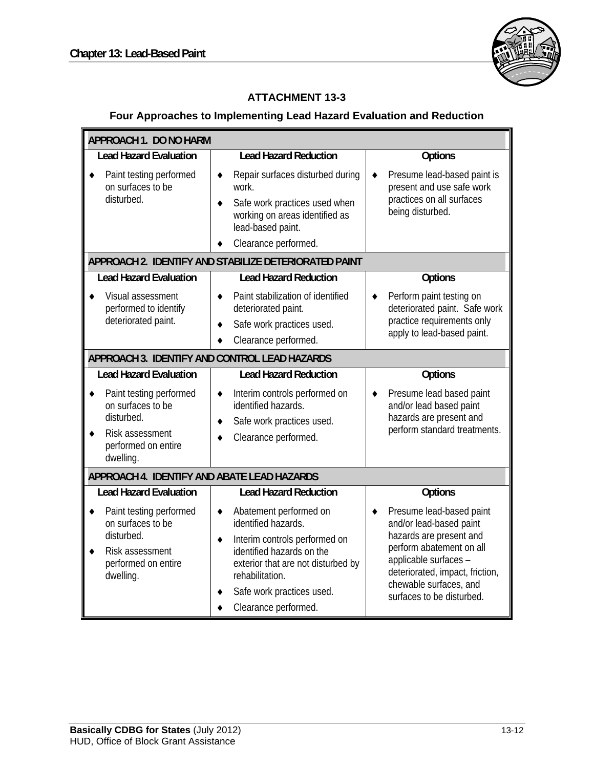## ATTACHMENT 13-3

### Four Approaches to Implementing Lead Hazard Evaluation and Reduction

| APPROACH 1. DO NO HARM | | |
|---|---|---|
| **Lead Hazard Evaluation** | **Lead Hazard Reduction** | **Options** |
| ♦ Paint testing performed on surfaces to be disturbed. | ♦ Repair surfaces disturbed during work.<br>♦ Safe work practices used when working on areas identified as lead-based paint.<br>♦ Clearance performed. | ♦ Presume lead-based paint is present and use safe work practices on all surfaces being disturbed. |
| **APPROACH 2. IDENTIFY AND STABILIZE DETERIORATED PAINT** | | |
| **Lead Hazard Evaluation** | **Lead Hazard Reduction** | **Options** |
| ♦ Visual assessment performed to identify deteriorated paint. | ♦ Paint stabilization of identified deteriorated paint.<br>♦ Safe work practices used.<br>♦ Clearance performed. | ♦ Perform paint testing on deteriorated paint. Safe work practice requirements only apply to lead-based paint. |
| **APPROACH 3. IDENTIFY AND CONTROL LEAD HAZARDS** | | |
| **Lead Hazard Evaluation** | **Lead Hazard Reduction** | **Options** |
| ♦ Paint testing performed on surfaces to be disturbed.<br>♦ Risk assessment performed on entire dwelling. | ♦ Interim controls performed on identified hazards.<br>♦ Safe work practices used.<br>♦ Clearance performed. | ♦ Presume lead based paint and/or lead based paint hazards are present and perform standard treatments. |
| **APPROACH 4. IDENTIFY AND ABATE LEAD HAZARDS** | | |
| **Lead Hazard Evaluation** | **Lead Hazard Reduction** | **Options** |
| ♦ Paint testing performed on surfaces to be disturbed.<br>♦ Risk assessment performed on entire dwelling. | ♦ Abatement performed on identified hazards.<br>♦ Interim controls performed on identified hazards on the exterior that are not disturbed by rehabilitation.<br>♦ Safe work practices used.<br>♦ Clearance performed. | ♦ Presume lead-based paint and/or lead-based paint hazards are present and perform abatement on all applicable surfaces – deteriorated, impact, friction, chewable surfaces, and surfaces to be disturbed. |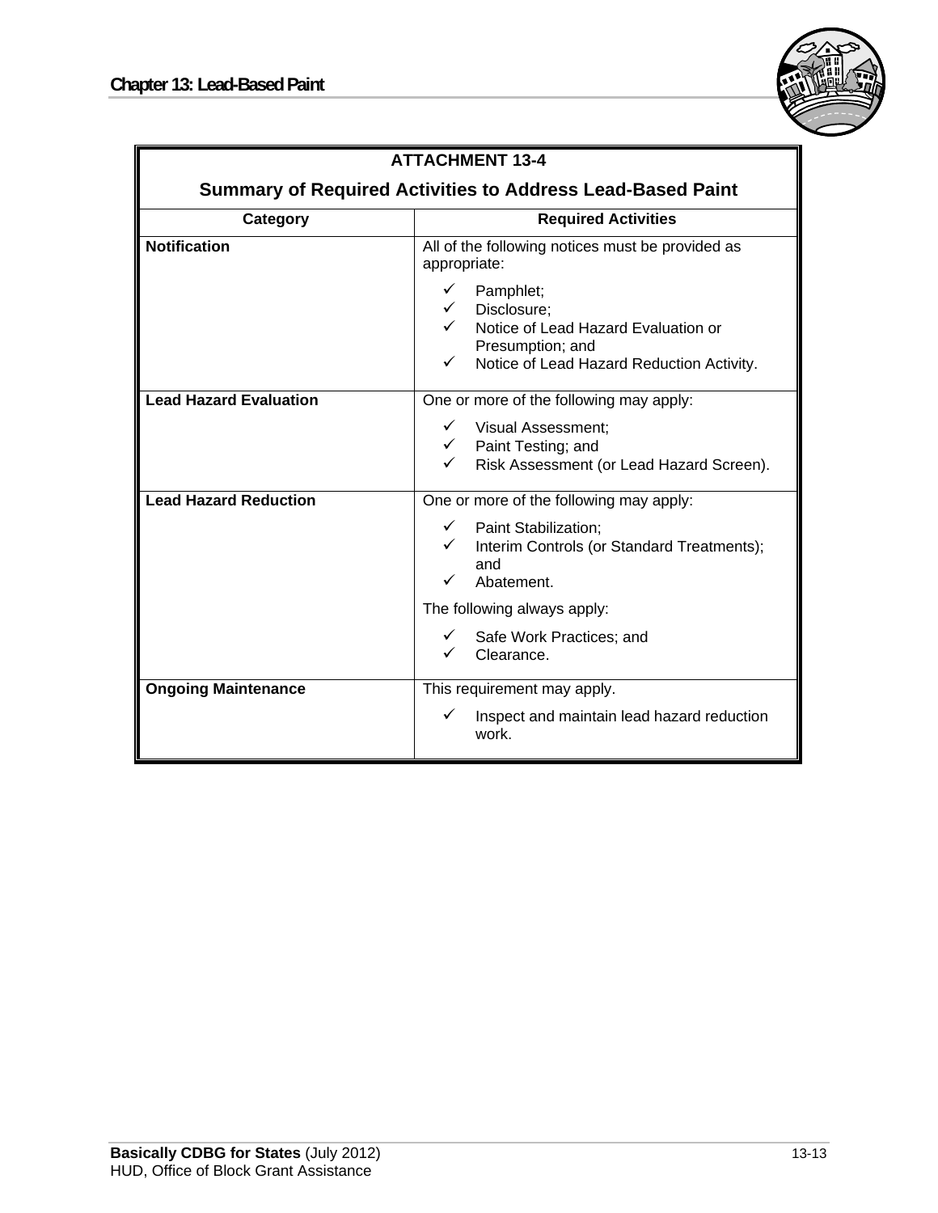## ATTACHMENT 13-4

### Summary of Required Activities to Address Lead-Based Paint

| Category | Required Activities |
|---|---|
| **Notification** | All of the following notices must be provided as appropriate:<br>✓ Pamphlet;<br>✓ Disclosure;<br>✓ Notice of Lead Hazard Evaluation or Presumption; and<br>✓ Notice of Lead Hazard Reduction Activity. |
| **Lead Hazard Evaluation** | One or more of the following may apply:<br>✓ Visual Assessment;<br>✓ Paint Testing; and<br>✓ Risk Assessment (or Lead Hazard Screen). |
| **Lead Hazard Reduction** | One or more of the following may apply:<br>✓ Paint Stabilization;<br>✓ Interim Controls (or Standard Treatments); and<br>✓ Abatement.<br>The following always apply:<br>✓ Safe Work Practices; and<br>✓ Clearance. |
| **Ongoing Maintenance** | This requirement may apply.<br>✓ Inspect and maintain lead hazard reduction work. |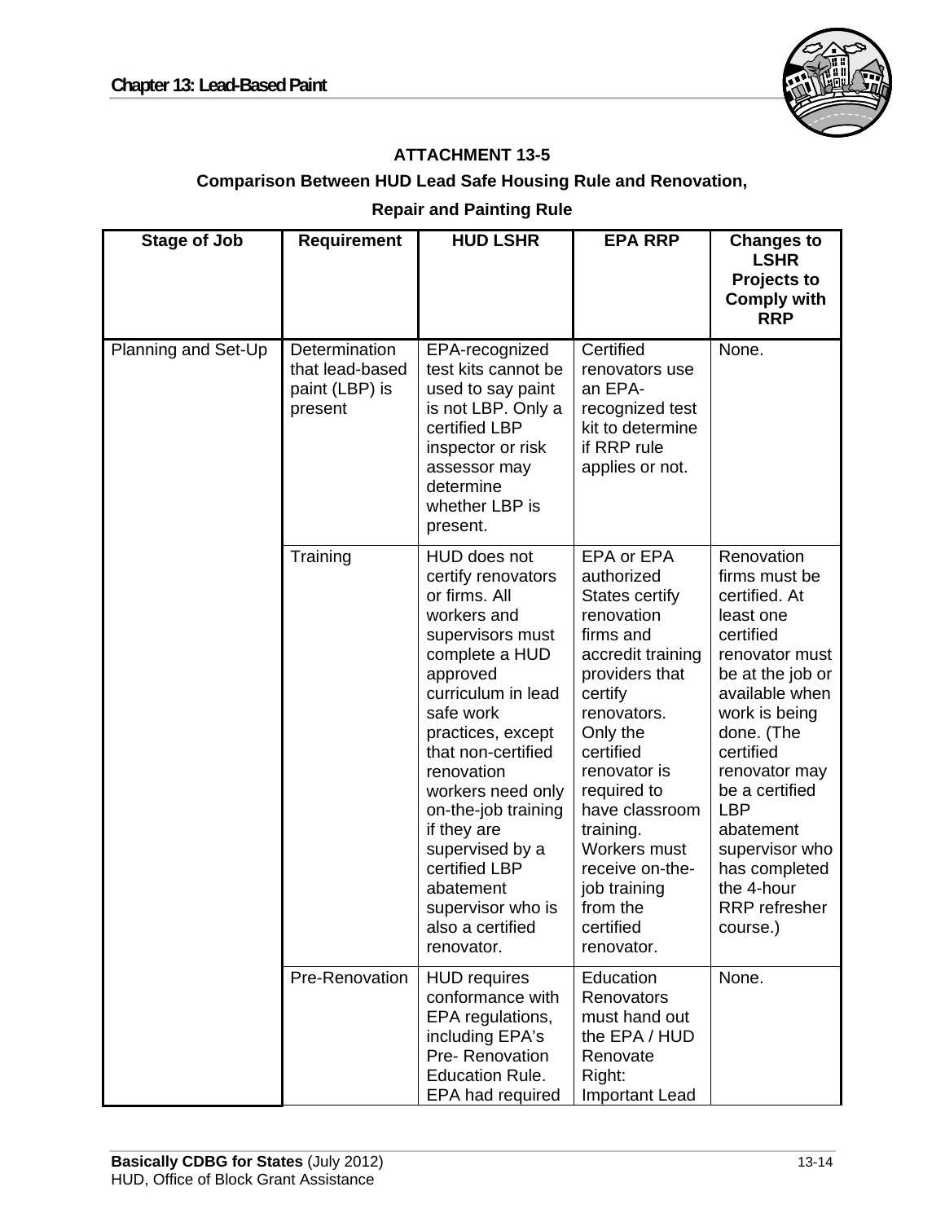## ATTACHMENT 13-5

### Comparison Between HUD Lead Safe Housing Rule and Renovation, Repair and Painting Rule

| Stage of Job | Requirement | HUD LSHR | EPA RRP | Changes to LSHR Projects to Comply with RRP |
|---|---|---|---|---|
| Planning and Set-Up | Determination that lead-based paint (LBP) is present | EPA-recognized test kits cannot be used to say paint is not LBP. Only a certified LBP inspector or risk assessor may determine whether LBP is present. | Certified renovators use an EPA-recognized test kit to determine if RRP rule applies or not. | None. |
| | Training | HUD does not certify renovators or firms. All workers and supervisors must complete a HUD approved curriculum in lead safe work practices, except that non-certified renovation workers need only on-the-job training if they are supervised by a certified LBP abatement supervisor who is also a certified renovator. | EPA or EPA authorized States certify renovation firms and accredit training providers that certify renovators. Only the certified renovator is required to have classroom training. Workers must receive on-the-job training from the certified renovator. | Renovation firms must be certified. At least one certified renovator must be at the job or available when work is being done. (The certified renovator may be a certified LBP abatement supervisor who has completed the 4-hour RRP refresher course.) |
| | Pre-Renovation | HUD requires conformance with EPA regulations, including EPA's Pre- Renovation Education Rule. EPA had required | Education Renovators must hand out the EPA / HUD Renovate Right: Important Lead | None. |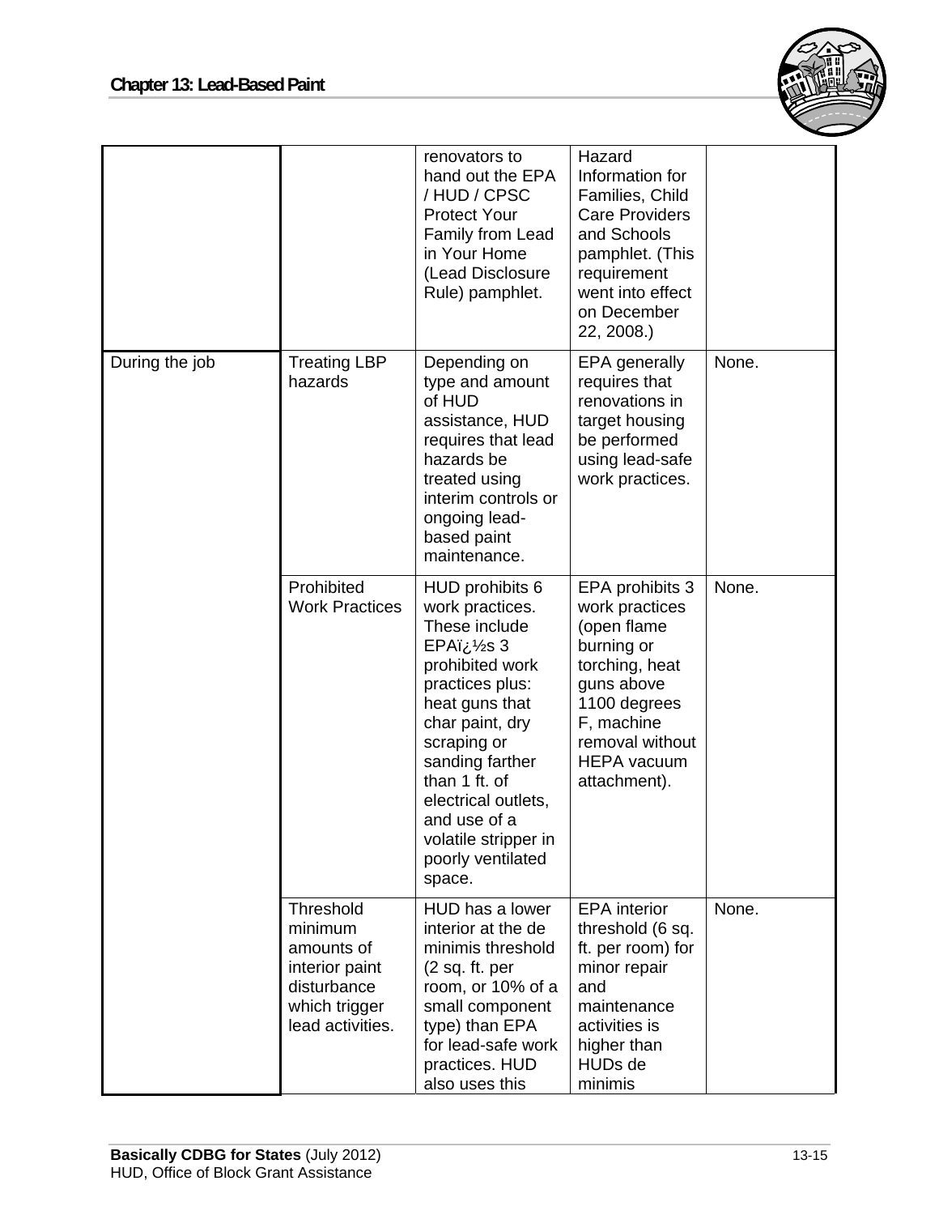| | | renovators to hand out the EPA / HUD / CPSC Protect Your Family from Lead in Your Home (Lead Disclosure Rule) pamphlet. | Hazard Information for Families, Child Care Providers and Schools pamphlet. (This requirement went into effect on December 22, 2008.) | |
|---|---|---|---|---|
| During the job | Treating LBP hazards | Depending on type and amount of HUD assistance, HUD requires that lead hazards be treated using interim controls or ongoing lead-based paint maintenance. | EPA generally requires that renovations in target housing be performed using lead-safe work practices. | None. |
| | Prohibited Work Practices | HUD prohibits 6 work practices. These include EPAï¿½s 3 prohibited work practices plus: heat guns that char paint, dry scraping or sanding farther than 1 ft. of electrical outlets, and use of a volatile stripper in poorly ventilated space. | EPA prohibits 3 work practices (open flame burning or torching, heat guns above 1100 degrees F, machine removal without HEPA vacuum attachment). | None. |
| | Threshold minimum amounts of interior paint disturbance which trigger lead activities. | HUD has a lower interior at the de minimis threshold (2 sq. ft. per room, or 10% of a small component type) than EPA for lead-safe work practices. HUD also uses this | EPA interior threshold (6 sq. ft. per room) for minor repair and maintenance activities is higher than HUDs de minimis | None. |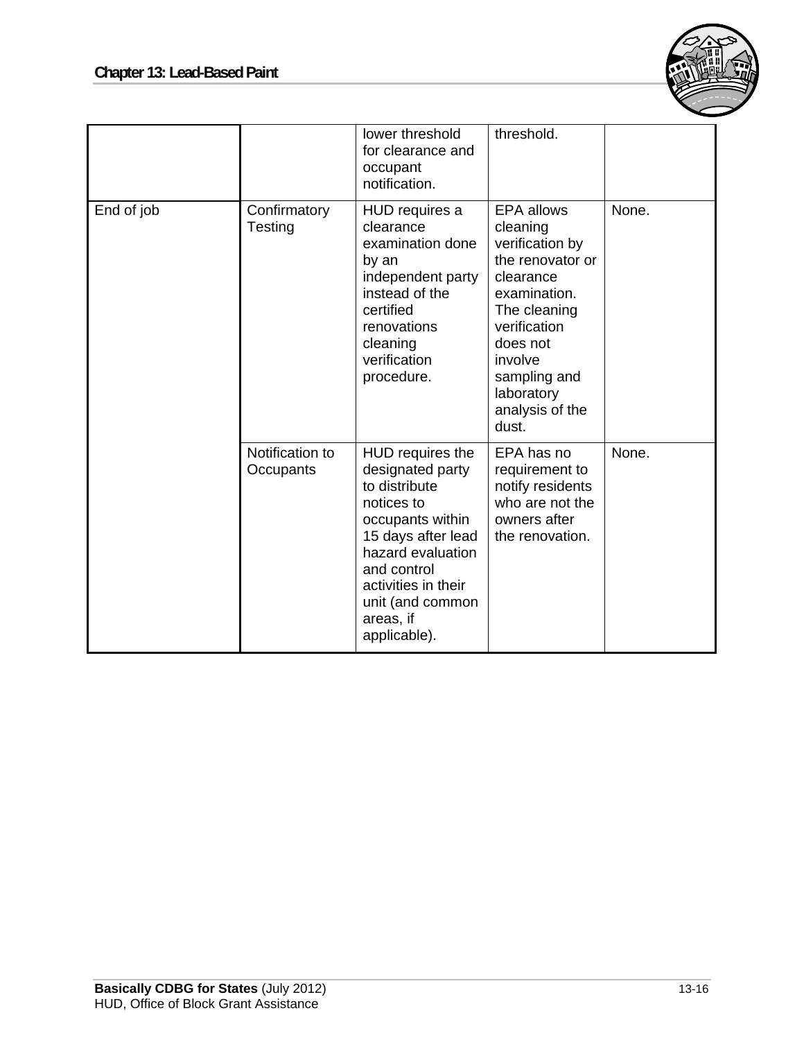| | | | | |
|---|---|---|---|---|
| | | lower threshold for clearance and occupant notification. | threshold. | |
| End of job | Confirmatory Testing | HUD requires a clearance examination done by an independent party instead of the certified renovations cleaning verification procedure. | EPA allows cleaning verification by the renovator or clearance examination. The cleaning verification does not involve sampling and laboratory analysis of the dust. | None. |
| | Notification to Occupants | HUD requires the designated party to distribute notices to occupants within 15 days after lead hazard evaluation and control activities in their unit (and common areas, if applicable). | EPA has no requirement to notify residents who are not the owners after the renovation. | None. |